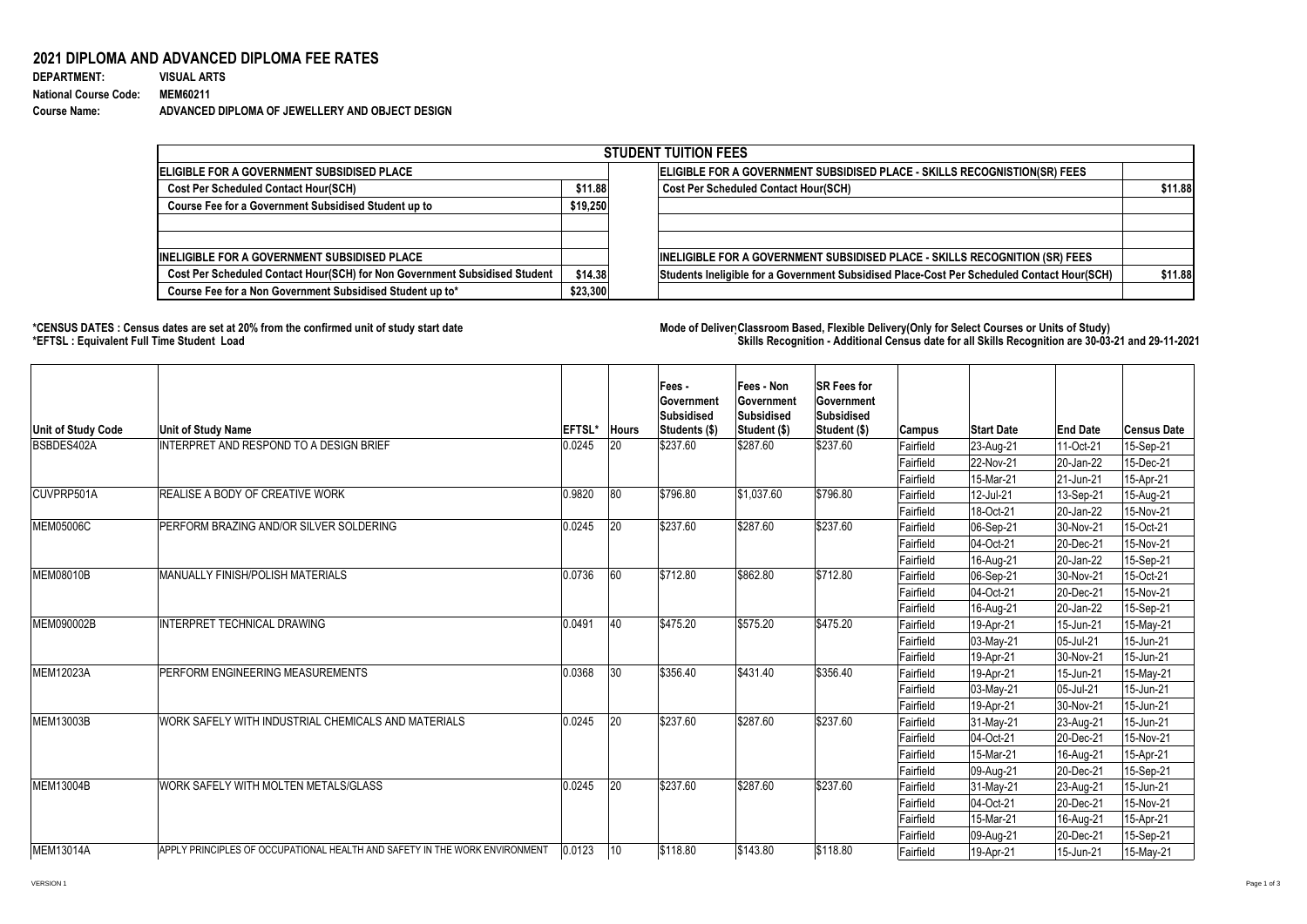## 2021 DIPLOMA AND ADVANCED DIPLOMA FEE RATES

**DEPARTMENT:** VISUAL ARTS
**National Course Code:** MEM60211
**Course Name:** ADVANCED DIPLOMA OF JEWELLERY AND OBJECT DESIGN

| STUDENT TUITION FEES | | | |
|---|---|---|---|
| **ELIGIBLE FOR A GOVERNMENT SUBSIDISED PLACE** | | **ELIGIBLE FOR A GOVERNMENT SUBSIDISED PLACE - SKILLS RECOGNISTION(SR) FEES** | |
| Cost Per Scheduled Contact Hour(SCH) | $11.88 | Cost Per Scheduled Contact Hour(SCH) | $11.88 |
| Course Fee for a Government Subsidised Student up to | $19,250 | | |
| | | | |
| | | | |
| **INELIGIBLE FOR A GOVERNMENT SUBSIDISED PLACE** | | **INELIGIBLE FOR A GOVERNMENT SUBSIDISED PLACE - SKILLS RECOGNITION (SR) FEES** | |
| Cost Per Scheduled Contact Hour(SCH) for Non Government Subsidised Student | $14.38 | Students Ineligible for a Government Subsidised Place-Cost Per Scheduled Contact Hour(SCH) | $11.88 |
| Course Fee for a Non Government Subsidised Student up to* | $23,300 | | |

**\*CENSUS DATES : Census dates are set at 20% from the confirmed unit of study start date**
**\*EFTSL : Equivalent Full Time Student Load**

**Mode of Delivery: Classroom Based, Flexible Delivery(Only for Select Courses or Units of Study)**
**Skills Recognition - Additional Census date for all Skills Recognition are 30-03-21 and 29-11-2021**

| Unit of Study Code | Unit of Study Name | EFTSL* | Hours | Fees - Government Subsidised Students ($) | Fees - Non Government Subsidised Student ($) | SR Fees for Government Subsidised Student ($) | Campus | Start Date | End Date | Census Date |
|---|---|---|---|---|---|---|---|---|---|---|
| BSBDES402A | INTERPRET AND RESPOND TO A DESIGN BRIEF | 0.0245 | 20 | $237.60 | $287.60 | $237.60 | Fairfield | 23-Aug-21 | 11-Oct-21 | 15-Sep-21 |
| | | | | | | | Fairfield | 22-Nov-21 | 20-Jan-22 | 15-Dec-21 |
| | | | | | | | Fairfield | 15-Mar-21 | 21-Jun-21 | 15-Apr-21 |
| CUVPRP501A | REALISE A BODY OF CREATIVE WORK | 0.9820 | 80 | $796.80 | $1,037.60 | $796.80 | Fairfield | 12-Jul-21 | 13-Sep-21 | 15-Aug-21 |
| | | | | | | | Fairfield | 18-Oct-21 | 20-Jan-22 | 15-Nov-21 |
| MEM05006C | PERFORM BRAZING AND/OR SILVER SOLDERING | 0.0245 | 20 | $237.60 | $287.60 | $237.60 | Fairfield | 06-Sep-21 | 30-Nov-21 | 15-Oct-21 |
| | | | | | | | Fairfield | 04-Oct-21 | 20-Dec-21 | 15-Nov-21 |
| | | | | | | | Fairfield | 16-Aug-21 | 20-Jan-22 | 15-Sep-21 |
| MEM08010B | MANUALLY FINISH/POLISH MATERIALS | 0.0736 | 60 | $712.80 | $862.80 | $712.80 | Fairfield | 06-Sep-21 | 30-Nov-21 | 15-Oct-21 |
| | | | | | | | Fairfield | 04-Oct-21 | 20-Dec-21 | 15-Nov-21 |
| | | | | | | | Fairfield | 16-Aug-21 | 20-Jan-22 | 15-Sep-21 |
| MEM090002B | INTERPRET TECHNICAL DRAWING | 0.0491 | 40 | $475.20 | $575.20 | $475.20 | Fairfield | 19-Apr-21 | 15-Jun-21 | 15-May-21 |
| | | | | | | | Fairfield | 03-May-21 | 05-Jul-21 | 15-Jun-21 |
| | | | | | | | Fairfield | 19-Apr-21 | 30-Nov-21 | 15-Jun-21 |
| MEM12023A | PERFORM ENGINEERING MEASUREMENTS | 0.0368 | 30 | $356.40 | $431.40 | $356.40 | Fairfield | 19-Apr-21 | 15-Jun-21 | 15-May-21 |
| | | | | | | | Fairfield | 03-May-21 | 05-Jul-21 | 15-Jun-21 |
| | | | | | | | Fairfield | 19-Apr-21 | 30-Nov-21 | 15-Jun-21 |
| MEM13003B | WORK SAFELY WITH INDUSTRIAL CHEMICALS AND MATERIALS | 0.0245 | 20 | $237.60 | $287.60 | $237.60 | Fairfield | 31-May-21 | 23-Aug-21 | 15-Jun-21 |
| | | | | | | | Fairfield | 04-Oct-21 | 20-Dec-21 | 15-Nov-21 |
| | | | | | | | Fairfield | 15-Mar-21 | 16-Aug-21 | 15-Apr-21 |
| | | | | | | | Fairfield | 09-Aug-21 | 20-Dec-21 | 15-Sep-21 |
| MEM13004B | WORK SAFELY WITH MOLTEN METALS/GLASS | 0.0245 | 20 | $237.60 | $287.60 | $237.60 | Fairfield | 31-May-21 | 23-Aug-21 | 15-Jun-21 |
| | | | | | | | Fairfield | 04-Oct-21 | 20-Dec-21 | 15-Nov-21 |
| | | | | | | | Fairfield | 15-Mar-21 | 16-Aug-21 | 15-Apr-21 |
| | | | | | | | Fairfield | 09-Aug-21 | 20-Dec-21 | 15-Sep-21 |
| MEM13014A | APPLY PRINCIPLES OF OCCUPATIONAL HEALTH AND SAFETY IN THE WORK ENVIRONMENT | 0.0123 | 10 | $118.80 | $143.80 | $118.80 | Fairfield | 19-Apr-21 | 15-Jun-21 | 15-May-21 |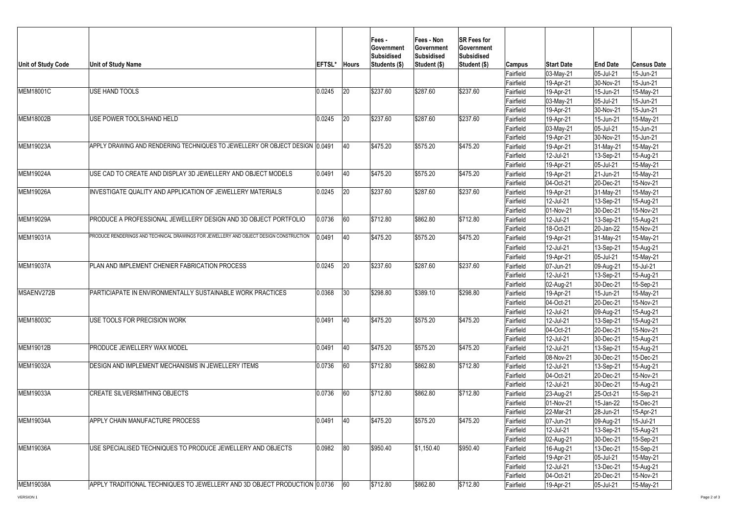| Unit of Study Code | Unit of Study Name | EFTSL* | Hours | Fees - Government Subsidised Students ($) | Fees - Non Government Subsidised Student ($) | SR Fees for Government Subsidised Student ($) | Campus | Start Date | End Date | Census Date |
|---|---|---|---|---|---|---|---|---|---|---|
| | | | | | | | Fairfield | 03-May-21 | 05-Jul-21 | 15-Jun-21 |
| | | | | | | | Fairfield | 19-Apr-21 | 30-Nov-21 | 15-Jun-21 |
| MEM18001C | USE HAND TOOLS | 0.0245 | 20 | $237.60 | $287.60 | $237.60 | Fairfield | 19-Apr-21 | 15-Jun-21 | 15-May-21 |
| | | | | | | | Fairfield | 03-May-21 | 05-Jul-21 | 15-Jun-21 |
| | | | | | | | Fairfield | 19-Apr-21 | 30-Nov-21 | 15-Jun-21 |
| MEM18002B | USE POWER TOOLS/HAND HELD | 0.0245 | 20 | $237.60 | $287.60 | $237.60 | Fairfield | 19-Apr-21 | 15-Jun-21 | 15-May-21 |
| | | | | | | | Fairfield | 03-May-21 | 05-Jul-21 | 15-Jun-21 |
| | | | | | | | Fairfield | 19-Apr-21 | 30-Nov-21 | 15-Jun-21 |
| MEM19023A | APPLY DRAWING AND RENDERING TECHNIQUES TO JEWELLERY OR OBJECT DESIGN | 0.0491 | 40 | $475.20 | $575.20 | $475.20 | Fairfield | 19-Apr-21 | 31-May-21 | 15-May-21 |
| | | | | | | | Fairfield | 12-Jul-21 | 13-Sep-21 | 15-Aug-21 |
| | | | | | | | Fairfield | 19-Apr-21 | 05-Jul-21 | 15-May-21 |
| MEM19024A | USE CAD TO CREATE AND DISPLAY 3D JEWELLERY AND OBJECT MODELS | 0.0491 | 40 | $475.20 | $575.20 | $475.20 | Fairfield | 19-Apr-21 | 21-Jun-21 | 15-May-21 |
| | | | | | | | Fairfield | 04-Oct-21 | 20-Dec-21 | 15-Nov-21 |
| MEM19026A | INVESTIGATE QUALITY AND APPLICATION OF JEWELLERY MATERIALS | 0.0245 | 20 | $237.60 | $287.60 | $237.60 | Fairfield | 19-Apr-21 | 31-May-21 | 15-May-21 |
| | | | | | | | Fairfield | 12-Jul-21 | 13-Sep-21 | 15-Aug-21 |
| | | | | | | | Fairfield | 01-Nov-21 | 30-Dec-21 | 15-Nov-21 |
| MEM19029A | PRODUCE A PROFESSIONAL JEWELLERY DESIGN AND 3D OBJECT PORTFOLIO | 0.0736 | 60 | $712.80 | $862.80 | $712.80 | Fairfield | 12-Jul-21 | 13-Sep-21 | 15-Aug-21 |
| | | | | | | | Fairfield | 18-Oct-21 | 20-Jan-22 | 15-Nov-21 |
| MEM19031A | PRODUCE RENDERINGS AND TECHNICAL DRAWINGS FOR JEWELLERY AND OBJECT DESIGN CONSTRUCTION | 0.0491 | 40 | $475.20 | $575.20 | $475.20 | Fairfield | 19-Apr-21 | 31-May-21 | 15-May-21 |
| | | | | | | | Fairfield | 12-Jul-21 | 13-Sep-21 | 15-Aug-21 |
| | | | | | | | Fairfield | 19-Apr-21 | 05-Jul-21 | 15-May-21 |
| MEM19037A | PLAN AND IMPLEMENT CHENIER FABRICATION PROCESS | 0.0245 | 20 | $237.60 | $287.60 | $237.60 | Fairfield | 07-Jun-21 | 09-Aug-21 | 15-Jul-21 |
| | | | | | | | Fairfield | 12-Jul-21 | 13-Sep-21 | 15-Aug-21 |
| | | | | | | | Fairfield | 02-Aug-21 | 30-Dec-21 | 15-Sep-21 |
| MSAENV272B | PARTICIAPATE IN ENVIRONMENTALLY SUSTAINABLE WORK PRACTICES | 0.0368 | 30 | $298.80 | $389.10 | $298.80 | Fairfield | 19-Apr-21 | 15-Jun-21 | 15-May-21 |
| | | | | | | | Fairfield | 04-Oct-21 | 20-Dec-21 | 15-Nov-21 |
| | | | | | | | Fairfield | 12-Jul-21 | 09-Aug-21 | 15-Aug-21 |
| MEM18003C | USE TOOLS FOR PRECISION WORK | 0.0491 | 40 | $475.20 | $575.20 | $475.20 | Fairfield | 12-Jul-21 | 13-Sep-21 | 15-Aug-21 |
| | | | | | | | Fairfield | 04-Oct-21 | 20-Dec-21 | 15-Nov-21 |
| | | | | | | | Fairfield | 12-Jul-21 | 30-Dec-21 | 15-Aug-21 |
| MEM19012B | PRODUCE JEWELLERY WAX MODEL | 0.0491 | 40 | $475.20 | $575.20 | $475.20 | Fairfield | 12-Jul-21 | 13-Sep-21 | 15-Aug-21 |
| | | | | | | | Fairfield | 08-Nov-21 | 30-Dec-21 | 15-Dec-21 |
| MEM19032A | DESIGN AND IMPLEMENT MECHANISMS IN JEWELLERY ITEMS | 0.0736 | 60 | $712.80 | $862.80 | $712.80 | Fairfield | 12-Jul-21 | 13-Sep-21 | 15-Aug-21 |
| | | | | | | | Fairfield | 04-Oct-21 | 20-Dec-21 | 15-Nov-21 |
| | | | | | | | Fairfield | 12-Jul-21 | 30-Dec-21 | 15-Aug-21 |
| MEM19033A | CREATE SILVERSMITHING OBJECTS | 0.0736 | 60 | $712.80 | $862.80 | $712.80 | Fairfield | 23-Aug-21 | 25-Oct-21 | 15-Sep-21 |
| | | | | | | | Fairfield | 01-Nov-21 | 15-Jan-22 | 15-Dec-21 |
| | | | | | | | Fairfield | 22-Mar-21 | 28-Jun-21 | 15-Apr-21 |
| MEM19034A | APPLY CHAIN MANUFACTURE PROCESS | 0.0491 | 40 | $475.20 | $575.20 | $475.20 | Fairfield | 07-Jun-21 | 09-Aug-21 | 15-Jul-21 |
| | | | | | | | Fairfield | 12-Jul-21 | 13-Sep-21 | 15-Aug-21 |
| | | | | | | | Fairfield | 02-Aug-21 | 30-Dec-21 | 15-Sep-21 |
| MEM19036A | USE SPECIALISED TECHNIQUES TO PRODUCE JEWELLERY AND OBJECTS | 0.0982 | 80 | $950.40 | $1,150.40 | $950.40 | Fairfield | 16-Aug-21 | 13-Dec-21 | 15-Sep-21 |
| | | | | | | | Fairfield | 19-Apr-21 | 05-Jul-21 | 15-May-21 |
| | | | | | | | Fairfield | 12-Jul-21 | 13-Dec-21 | 15-Aug-21 |
| | | | | | | | Fairfield | 04-Oct-21 | 20-Dec-21 | 15-Nov-21 |
| MEM19038A | APPLY TRADITIONAL TECHNIQUES TO JEWELLERY AND 3D OBJECT PRODUCTION | 0.0736 | 60 | $712.80 | $862.80 | $712.80 | Fairfield | 19-Apr-21 | 05-Jul-21 | 15-May-21 |

VERSION 1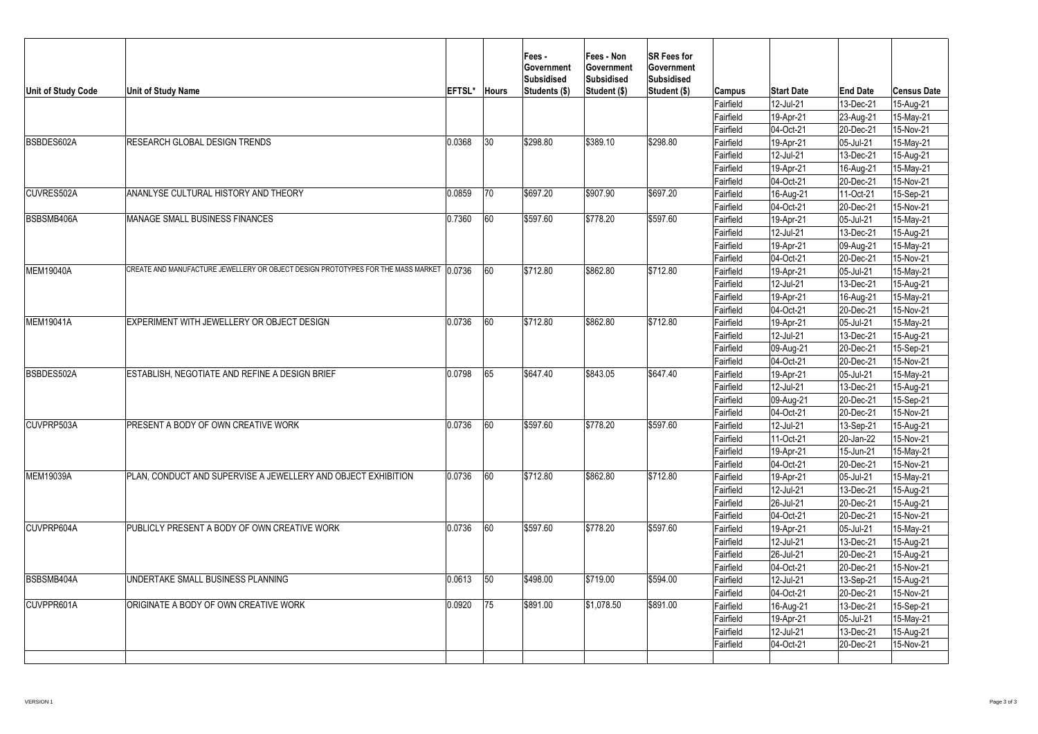| Unit of Study Code | Unit of Study Name | EFTSL* | Hours | Fees - Government Subsidised Students ($) | Fees - Non Government Subsidised Student ($) | SR Fees for Government Subsidised Student ($) | Campus | Start Date | End Date | Census Date |
|---|---|---|---|---|---|---|---|---|---|---|
| | | | | | | | Fairfield | 12-Jul-21 | 13-Dec-21 | 15-Aug-21 |
| | | | | | | | Fairfield | 19-Apr-21 | 23-Aug-21 | 15-May-21 |
| | | | | | | | Fairfield | 04-Oct-21 | 20-Dec-21 | 15-Nov-21 |
| BSBDES602A | RESEARCH GLOBAL DESIGN TRENDS | 0.0368 | 30 | $298.80 | $389.10 | $298.80 | Fairfield | 19-Apr-21 | 05-Jul-21 | 15-May-21 |
| | | | | | | | Fairfield | 12-Jul-21 | 13-Dec-21 | 15-Aug-21 |
| | | | | | | | Fairfield | 19-Apr-21 | 16-Aug-21 | 15-May-21 |
| | | | | | | | Fairfield | 04-Oct-21 | 20-Dec-21 | 15-Nov-21 |
| CUVRES502A | ANANLYSE CULTURAL HISTORY AND THEORY | 0.0859 | 70 | $697.20 | $907.90 | $697.20 | Fairfield | 16-Aug-21 | 11-Oct-21 | 15-Sep-21 |
| | | | | | | | Fairfield | 04-Oct-21 | 20-Dec-21 | 15-Nov-21 |
| BSBSMB406A | MANAGE SMALL BUSINESS FINANCES | 0.7360 | 60 | $597.60 | $778.20 | $597.60 | Fairfield | 19-Apr-21 | 05-Jul-21 | 15-May-21 |
| | | | | | | | Fairfield | 12-Jul-21 | 13-Dec-21 | 15-Aug-21 |
| | | | | | | | Fairfield | 19-Apr-21 | 09-Aug-21 | 15-May-21 |
| | | | | | | | Fairfield | 04-Oct-21 | 20-Dec-21 | 15-Nov-21 |
| MEM19040A | CREATE AND MANUFACTURE JEWELLERY OR OBJECT DESIGN PROTOTYPES FOR THE MASS MARKET | 0.0736 | 60 | $712.80 | $862.80 | $712.80 | Fairfield | 19-Apr-21 | 05-Jul-21 | 15-May-21 |
| | | | | | | | Fairfield | 12-Jul-21 | 13-Dec-21 | 15-Aug-21 |
| | | | | | | | Fairfield | 19-Apr-21 | 16-Aug-21 | 15-May-21 |
| | | | | | | | Fairfield | 04-Oct-21 | 20-Dec-21 | 15-Nov-21 |
| MEM19041A | EXPERIMENT WITH JEWELLERY OR OBJECT DESIGN | 0.0736 | 60 | $712.80 | $862.80 | $712.80 | Fairfield | 19-Apr-21 | 05-Jul-21 | 15-May-21 |
| | | | | | | | Fairfield | 12-Jul-21 | 13-Dec-21 | 15-Aug-21 |
| | | | | | | | Fairfield | 09-Aug-21 | 20-Dec-21 | 15-Sep-21 |
| | | | | | | | Fairfield | 04-Oct-21 | 20-Dec-21 | 15-Nov-21 |
| BSBDES502A | ESTABLISH, NEGOTIATE AND REFINE A DESIGN BRIEF | 0.0798 | 65 | $647.40 | $843.05 | $647.40 | Fairfield | 19-Apr-21 | 05-Jul-21 | 15-May-21 |
| | | | | | | | Fairfield | 12-Jul-21 | 13-Dec-21 | 15-Aug-21 |
| | | | | | | | Fairfield | 09-Aug-21 | 20-Dec-21 | 15-Sep-21 |
| | | | | | | | Fairfield | 04-Oct-21 | 20-Dec-21 | 15-Nov-21 |
| CUVPRP503A | PRESENT A BODY OF OWN CREATIVE WORK | 0.0736 | 60 | $597.60 | $778.20 | $597.60 | Fairfield | 12-Jul-21 | 13-Sep-21 | 15-Aug-21 |
| | | | | | | | Fairfield | 11-Oct-21 | 20-Jan-22 | 15-Nov-21 |
| | | | | | | | Fairfield | 19-Apr-21 | 15-Jun-21 | 15-May-21 |
| | | | | | | | Fairfield | 04-Oct-21 | 20-Dec-21 | 15-Nov-21 |
| MEM19039A | PLAN, CONDUCT AND SUPERVISE A JEWELLERY AND OBJECT EXHIBITION | 0.0736 | 60 | $712.80 | $862.80 | $712.80 | Fairfield | 19-Apr-21 | 05-Jul-21 | 15-May-21 |
| | | | | | | | Fairfield | 12-Jul-21 | 13-Dec-21 | 15-Aug-21 |
| | | | | | | | Fairfield | 26-Jul-21 | 20-Dec-21 | 15-Aug-21 |
| | | | | | | | Fairfield | 04-Oct-21 | 20-Dec-21 | 15-Nov-21 |
| CUVPRP604A | PUBLICLY PRESENT A BODY OF OWN CREATIVE WORK | 0.0736 | 60 | $597.60 | $778.20 | $597.60 | Fairfield | 19-Apr-21 | 05-Jul-21 | 15-May-21 |
| | | | | | | | Fairfield | 12-Jul-21 | 13-Dec-21 | 15-Aug-21 |
| | | | | | | | Fairfield | 26-Jul-21 | 20-Dec-21 | 15-Aug-21 |
| | | | | | | | Fairfield | 04-Oct-21 | 20-Dec-21 | 15-Nov-21 |
| BSBSMB404A | UNDERTAKE SMALL BUSINESS PLANNING | 0.0613 | 50 | $498.00 | $719.00 | $594.00 | Fairfield | 12-Jul-21 | 13-Sep-21 | 15-Aug-21 |
| | | | | | | | Fairfield | 04-Oct-21 | 20-Dec-21 | 15-Nov-21 |
| CUVPPR601A | ORIGINATE A BODY OF OWN CREATIVE WORK | 0.0920 | 75 | $891.00 | $1,078.50 | $891.00 | Fairfield | 16-Aug-21 | 13-Dec-21 | 15-Sep-21 |
| | | | | | | | Fairfield | 19-Apr-21 | 05-Jul-21 | 15-May-21 |
| | | | | | | | Fairfield | 12-Jul-21 | 13-Dec-21 | 15-Aug-21 |
| | | | | | | | Fairfield | 04-Oct-21 | 20-Dec-21 | 15-Nov-21 |

VERSION 1